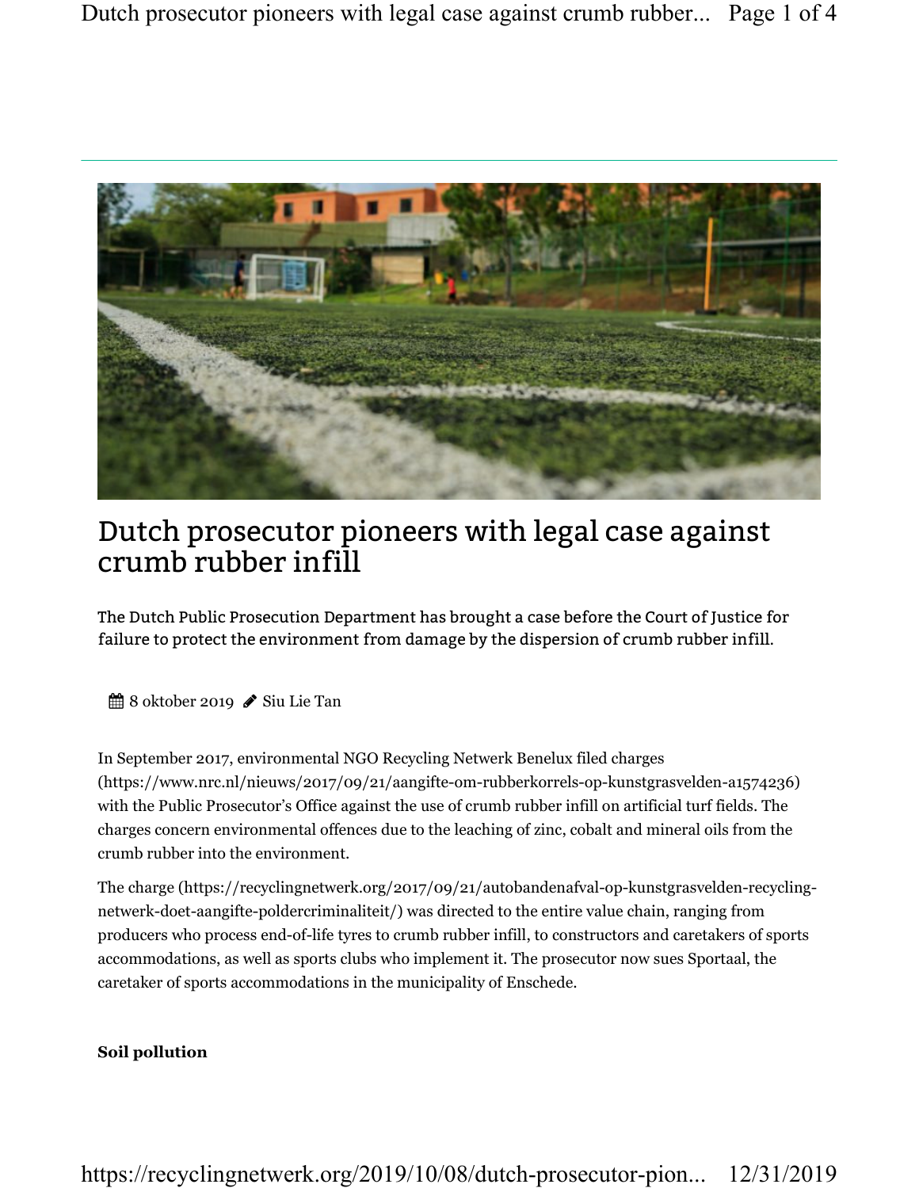# Dutch prosecutor pioneers with legal case against crumb rubber infill

The Dutch Public Prosecution Department has brought a case before the Court of Justice for failure to protect the environment from damage by the dispersion of crumb rubber infill.

8 oktober 2019 Siu Lie Tan

In September 2017, environmental NGO Recycling Netwerk Benelux filed charges (https://www.nrc.nl/nieuws/2017/09/21/aangifte-om-rubberkorrels-op-kunstgrasvelden-a1574236) with the Public Prosecutor's Office against the use of crumb rubber infill on artificial turf fields. The charges concern environmental offences due to the leaching of zinc, cobalt and mineral oils from the crumb rubber into the environment.

The charge (https://recyclingnetwerk.org/2017/09/21/autobandenafval-op-kunstgrasvelden-recycling-netwerk-doet-aangifte-poldercriminaliteit/) was directed to the entire value chain, ranging from producers who process end-of-life tyres to crumb rubber infill, to constructors and caretakers of sports accommodations, as well as sports clubs who implement it. The prosecutor now sues Sportaal, the caretaker of sports accommodations in the municipality of Enschede.

**Soil pollution**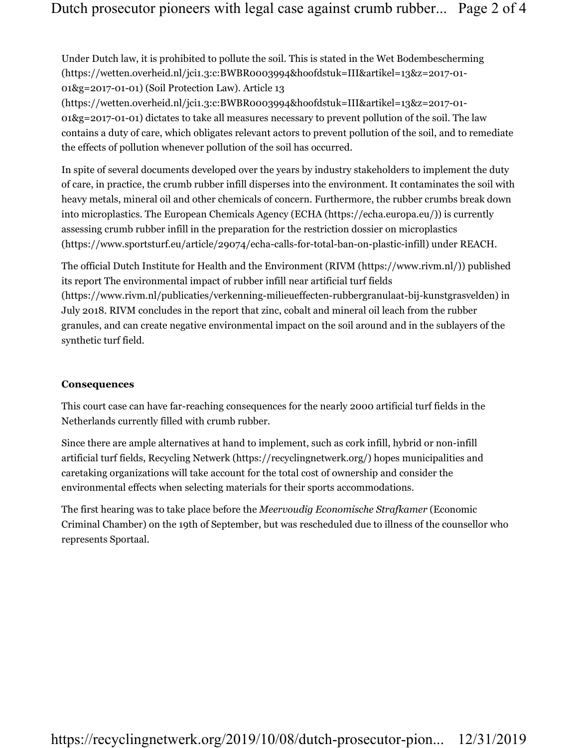Under Dutch law, it is prohibited to pollute the soil. This is stated in the Wet Bodembescherming (https://wetten.overheid.nl/jci1.3:c:BWBR0003994&hoofdstuk=III&artikel=13&z=2017-01-01&g=2017-01-01) (Soil Protection Law). Article 13 (https://wetten.overheid.nl/jci1.3:c:BWBR0003994&hoofdstuk=III&artikel=13&z=2017-01-01&g=2017-01-01) dictates to take all measures necessary to prevent pollution of the soil. The law contains a duty of care, which obligates relevant actors to prevent pollution of the soil, and to remediate the effects of pollution whenever pollution of the soil has occurred.

In spite of several documents developed over the years by industry stakeholders to implement the duty of care, in practice, the crumb rubber infill disperses into the environment. It contaminates the soil with heavy metals, mineral oil and other chemicals of concern. Furthermore, the rubber crumbs break down into microplastics. The European Chemicals Agency (ECHA (https://echa.europa.eu/)) is currently assessing crumb rubber infill in the preparation for the restriction dossier on microplastics (https://www.sportsturf.eu/article/29074/echa-calls-for-total-ban-on-plastic-infill) under REACH.

The official Dutch Institute for Health and the Environment (RIVM (https://www.rivm.nl/)) published its report The environmental impact of rubber infill near artificial turf fields (https://www.rivm.nl/publicaties/verkenning-milieueffecten-rubbergranulaat-bij-kunstgrasvelden) in July 2018. RIVM concludes in the report that zinc, cobalt and mineral oil leach from the rubber granules, and can create negative environmental impact on the soil around and in the sublayers of the synthetic turf field.

**Consequences**

This court case can have far-reaching consequences for the nearly 2000 artificial turf fields in the Netherlands currently filled with crumb rubber.

Since there are ample alternatives at hand to implement, such as cork infill, hybrid or non-infill artificial turf fields, Recycling Netwerk (https://recyclingnetwerk.org/) hopes municipalities and caretaking organizations will take account for the total cost of ownership and consider the environmental effects when selecting materials for their sports accommodations.

The first hearing was to take place before the *Meervoudig Economische Strafkamer* (Economic Criminal Chamber) on the 19th of September, but was rescheduled due to illness of the counsellor who represents Sportaal.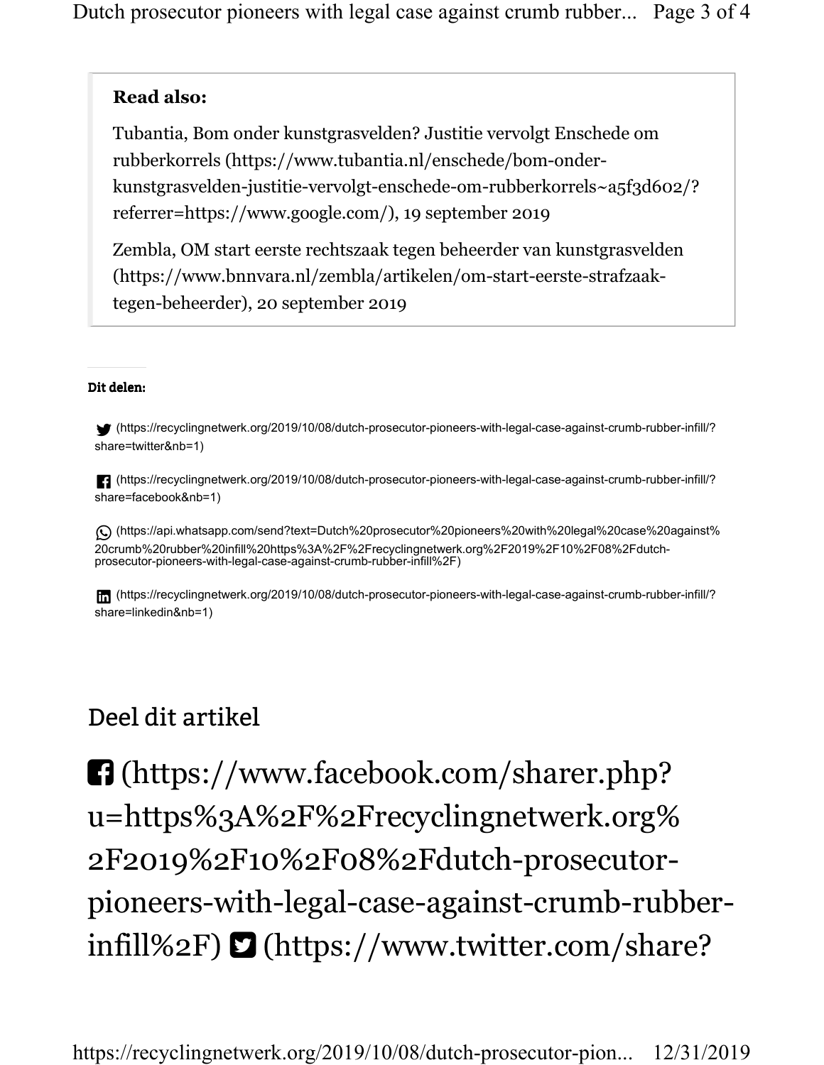**Read also:**

Tubantia, Bom onder kunstgrasvelden? Justitie vervolgt Enschede om rubberkorrels (https://www.tubantia.nl/enschede/bom-onder-kunstgrasvelden-justitie-vervolgt-enschede-om-rubberkorrels~a5f3d602/?referrer=https://www.google.com/), 19 september 2019

Zembla, OM start eerste rechtszaak tegen beheerder van kunstgrasvelden (https://www.bnnvara.nl/zembla/artikelen/om-start-eerste-strafzaak-tegen-beheerder), 20 september 2019

**Dit delen:**

(https://recyclingnetwerk.org/2019/10/08/dutch-prosecutor-pioneers-with-legal-case-against-crumb-rubber-infill/?share=twitter&nb=1)

(https://recyclingnetwerk.org/2019/10/08/dutch-prosecutor-pioneers-with-legal-case-against-crumb-rubber-infill/?share=facebook&nb=1)

(https://api.whatsapp.com/send?text=Dutch%20prosecutor%20pioneers%20with%20legal%20case%20against%20crumb%20rubber%20infill%20https%3A%2F%2Frecyclingnetwerk.org%2F2019%2F10%2F08%2Fdutch-prosecutor-pioneers-with-legal-case-against-crumb-rubber-infill%2F)

(https://recyclingnetwerk.org/2019/10/08/dutch-prosecutor-pioneers-with-legal-case-against-crumb-rubber-infill/?share=linkedin&nb=1)

## Deel dit artikel

(https://www.facebook.com/sharer.php?u=https%3A%2F%2Frecyclingnetwerk.org%2F2019%2F10%2F08%2Fdutch-prosecutor-pioneers-with-legal-case-against-crumb-rubber-infill%2F) (https://www.twitter.com/share?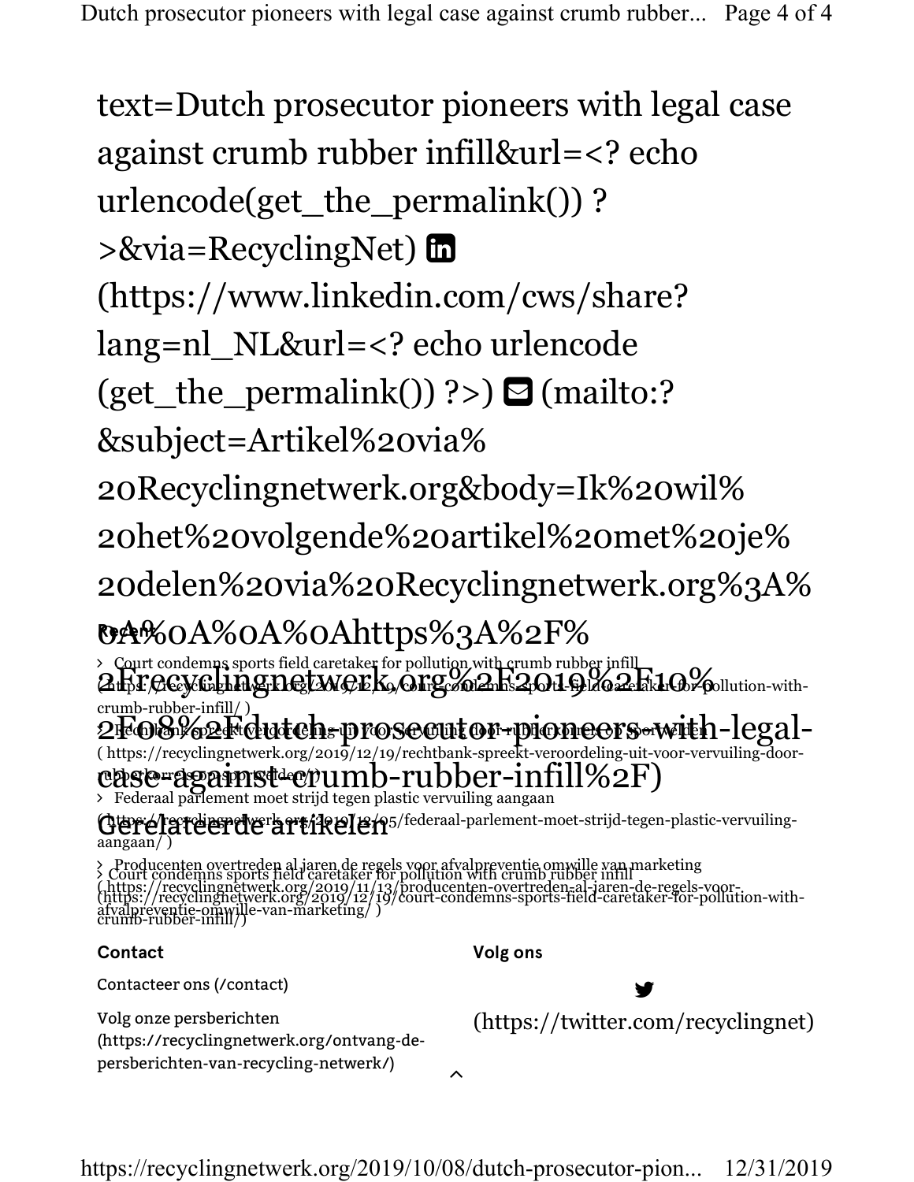text=Dutch prosecutor pioneers with legal case against crumb rubber infill&url=<? echo urlencode(get_the_permalink()) ?>&via=RecyclingNet) (https://www.linkedin.com/cws/share?lang=nl_NL&url=<? echo urlencode (get_the_permalink()) ?>) (mailto:?&subject=Artikel%20via%20Recyclingnetwerk.org&body=Ik%20wil%20het%20volgende%20artikel%20met%20je%20delen%20via%20Recyclingnetwerk.org%3A%0A%0A%0A%0Ahttps%3A%2F%2Frecyclingnetwerk.org%2F2019%2F10%2F08%2Fdutch-prosecutor-pioneers-with-legal-case-against-crumb-rubber-infill%2F)

**Recent**

- Court condemns sports field caretaker for pollution with crumb rubber infill (https://recyclingnetwerk.org/2019/12/19/court-condemns-sports-field-caretaker-for-pollution-with-crumb-rubber-infill/ )
- Rechtbank spreekt veroordeling uit voor vervuiling door rubberkorrels op sportvelden ( https://recyclingnetwerk.org/2019/12/19/rechtbank-spreekt-veroordeling-uit-voor-vervuiling-door-rubberkorrels-op-sportvelden/ )
- Federaal parlement moet strijd tegen plastic vervuiling aangaan (https://recyclingnetwerk.org/2019/12/05/federaal-parlement-moet-strijd-tegen-plastic-vervuiling-aangaan/ )
- Producenten overtreden al jaren de regels voor afvalpreventie omwille van marketing ( https://recyclingnetwerk.org/2019/11/13/producenten-overtreden-al-jaren-de-regels-voor-afvalpreventie-omwille-van-marketing/ )

## Gerelateerde artikelen

- Court condemns sports field caretaker for pollution with crumb rubber infill (https://recyclingnetwerk.org/2019/12/19/court-condemns-sports-field-caretaker-for-pollution-with-crumb-rubber-infill/)

**Contact**

Contacteer ons (/contact)

Volg onze persberichten (https://recyclingnetwerk.org/ontvang-de-persberichten-van-recycling-netwerk/)

**Volg ons**

(https://twitter.com/recyclingnet)